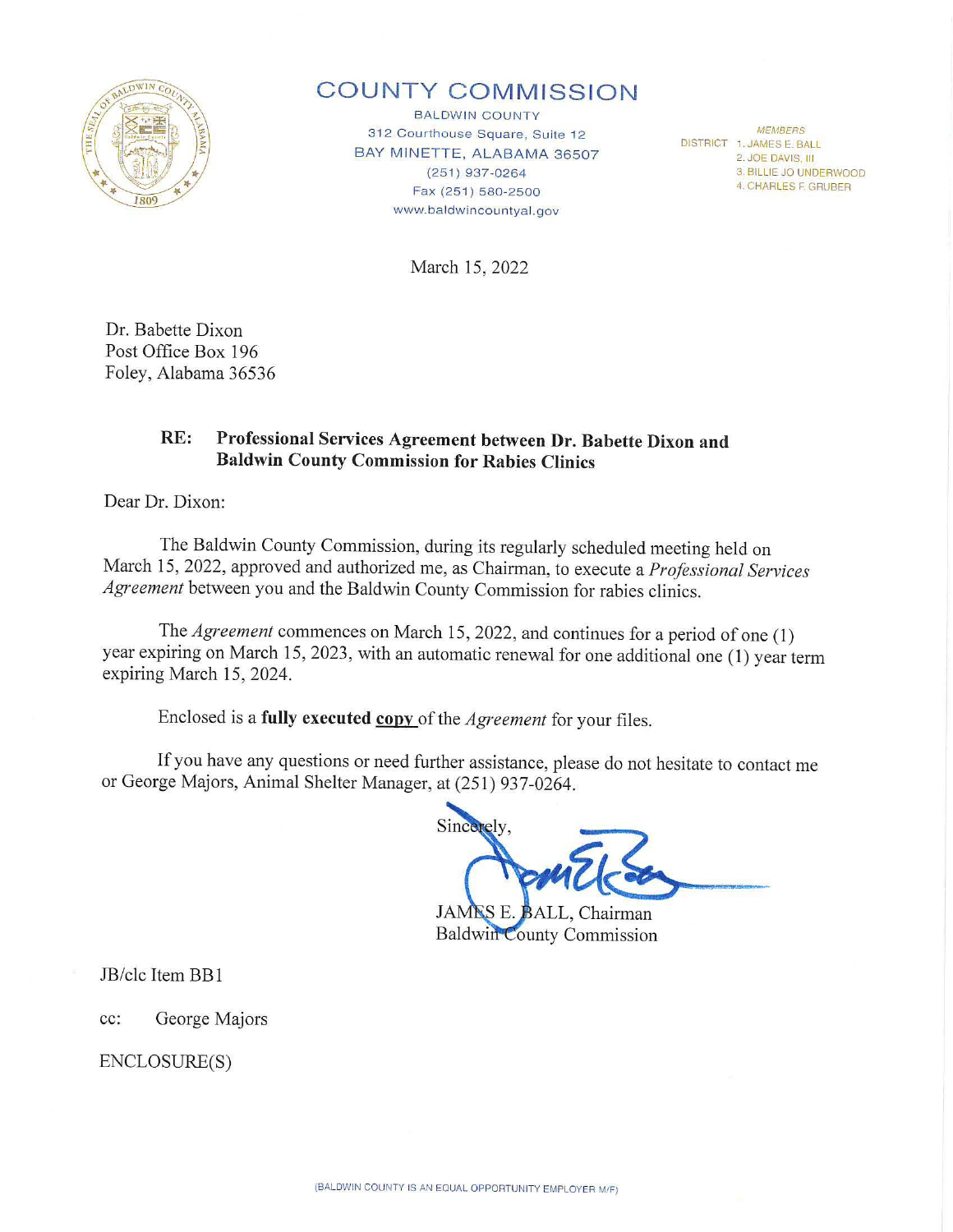# COUNTY COMMISSION

BALDWIN COUNTY
312 Courthouse Square, Suite 12
BAY MINETTE, ALABAMA 36507
(251) 937-0264
Fax (251) 580-2500
www.baldwincountyal.gov

*MEMBERS*
DISTRICT 1. JAMES E. BALL
2. JOE DAVIS, III
3. BILLIE JO UNDERWOOD
4. CHARLES F. GRUBER

March 15, 2022

Dr. Babette Dixon
Post Office Box 196
Foley, Alabama 36536

**RE: Professional Services Agreement between Dr. Babette Dixon and Baldwin County Commission for Rabies Clinics**

Dear Dr. Dixon:

The Baldwin County Commission, during its regularly scheduled meeting held on March 15, 2022, approved and authorized me, as Chairman, to execute a *Professional Services Agreement* between you and the Baldwin County Commission for rabies clinics.

The *Agreement* commences on March 15, 2022, and continues for a period of one (1) year expiring on March 15, 2023, with an automatic renewal for one additional one (1) year term expiring March 15, 2024.

Enclosed is a **fully executed <u>copy</u>** of the *Agreement* for your files.

If you have any questions or need further assistance, please do not hesitate to contact me or George Majors, Animal Shelter Manager, at (251) 937-0264.

Sincerely,

JAMES E. BALL, Chairman
Baldwin County Commission

JB/clc Item BB1

cc: George Majors

ENCLOSURE(S)

(BALDWIN COUNTY IS AN EQUAL OPPORTUNITY EMPLOYER M/F)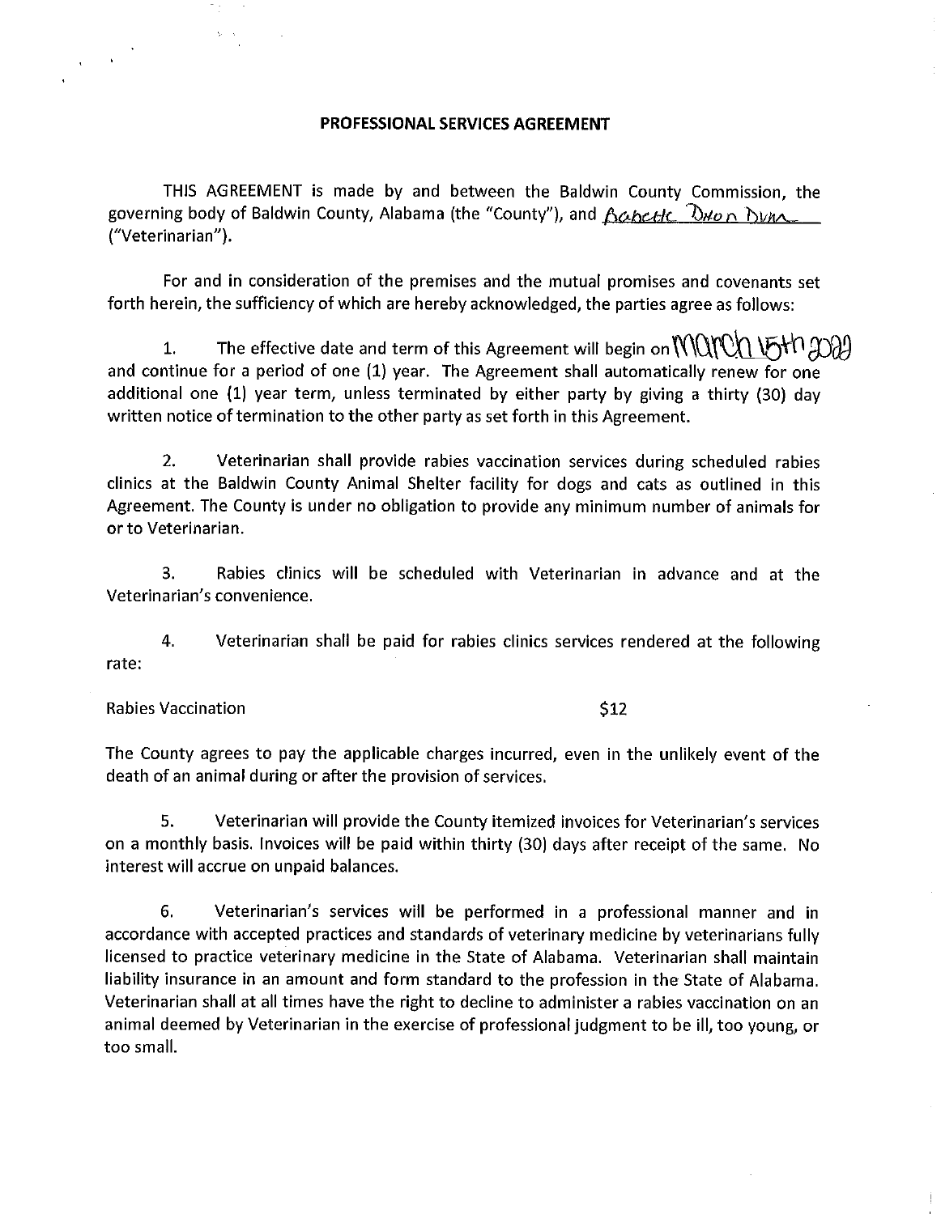**PROFESSIONAL SERVICES AGREEMENT**

THIS AGREEMENT is made by and between the Baldwin County Commission, the governing body of Baldwin County, Alabama (the "County"), and Babette Dixon Dunn ("Veterinarian").

For and in consideration of the premises and the mutual promises and covenants set forth herein, the sufficiency of which are hereby acknowledged, the parties agree as follows:

1. The effective date and term of this Agreement will begin on March 15th 2022 and continue for a period of one (1) year. The Agreement shall automatically renew for one additional one (1) year term, unless terminated by either party by giving a thirty (30) day written notice of termination to the other party as set forth in this Agreement.

2. Veterinarian shall provide rabies vaccination services during scheduled rabies clinics at the Baldwin County Animal Shelter facility for dogs and cats as outlined in this Agreement. The County is under no obligation to provide any minimum number of animals for or to Veterinarian.

3. Rabies clinics will be scheduled with Veterinarian in advance and at the Veterinarian's convenience.

4. Veterinarian shall be paid for rabies clinics services rendered at the following rate:

| Rabies Vaccination | $12 |
|---|---|

The County agrees to pay the applicable charges incurred, even in the unlikely event of the death of an animal during or after the provision of services.

5. Veterinarian will provide the County itemized invoices for Veterinarian's services on a monthly basis. Invoices will be paid within thirty (30) days after receipt of the same. No interest will accrue on unpaid balances.

6. Veterinarian's services will be performed in a professional manner and in accordance with accepted practices and standards of veterinary medicine by veterinarians fully licensed to practice veterinary medicine in the State of Alabama. Veterinarian shall maintain liability insurance in an amount and form standard to the profession in the State of Alabama. Veterinarian shall at all times have the right to decline to administer a rabies vaccination on an animal deemed by Veterinarian in the exercise of professional judgment to be ill, too young, or too small.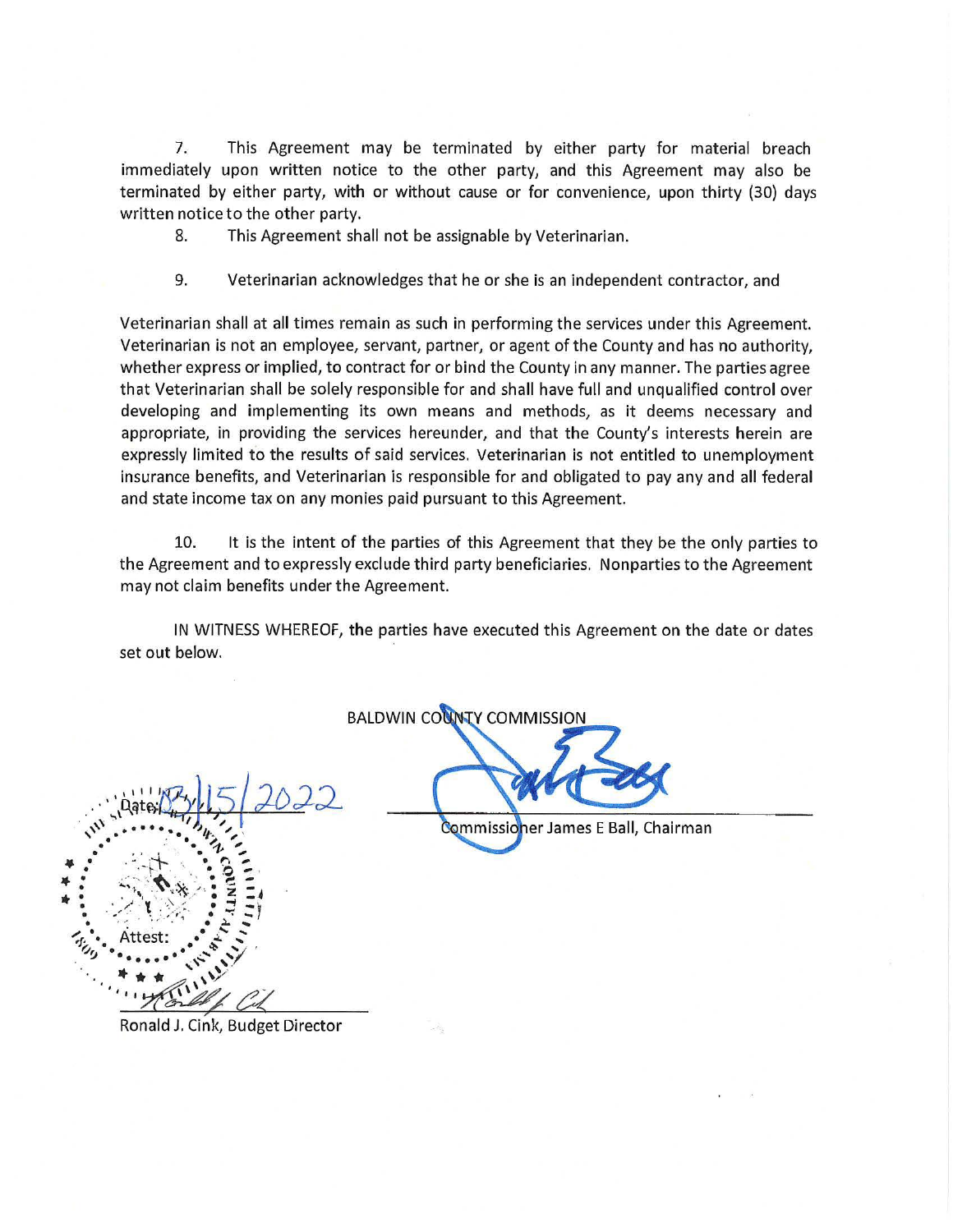7. This Agreement may be terminated by either party for material breach immediately upon written notice to the other party, and this Agreement may also be terminated by either party, with or without cause or for convenience, upon thirty (30) days written notice to the other party.

8. This Agreement shall not be assignable by Veterinarian.

9. Veterinarian acknowledges that he or she is an independent contractor, and

Veterinarian shall at all times remain as such in performing the services under this Agreement. Veterinarian is not an employee, servant, partner, or agent of the County and has no authority, whether express or implied, to contract for or bind the County in any manner. The parties agree that Veterinarian shall be solely responsible for and shall have full and unqualified control over developing and implementing its own means and methods, as it deems necessary and appropriate, in providing the services hereunder, and that the County's interests herein are expressly limited to the results of said services. Veterinarian is not entitled to unemployment insurance benefits, and Veterinarian is responsible for and obligated to pay any and all federal and state income tax on any monies paid pursuant to this Agreement.

10. It is the intent of the parties of this Agreement that they be the only parties to the Agreement and to expressly exclude third party beneficiaries. Nonparties to the Agreement may not claim benefits under the Agreement.

IN WITNESS WHEREOF, the parties have executed this Agreement on the date or dates set out below.

BALDWIN COUNTY COMMISSION

Commissioner James E Ball, Chairman

Date: 03/15/2022

Attest:

Ronald J. Cink, Budget Director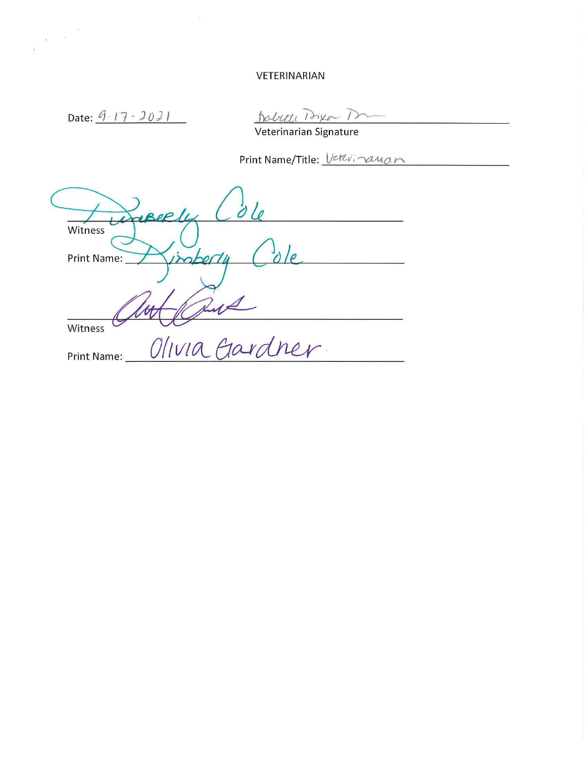VETERINARIAN

Date: 9-17-2021

Debbie Dixon DVM

Veterinarian Signature

Print Name/Title: Veterinarian

Kimberly Cole

Witness

Print Name: Kimberly Cole

Witness

Print Name: Olivia Gardner